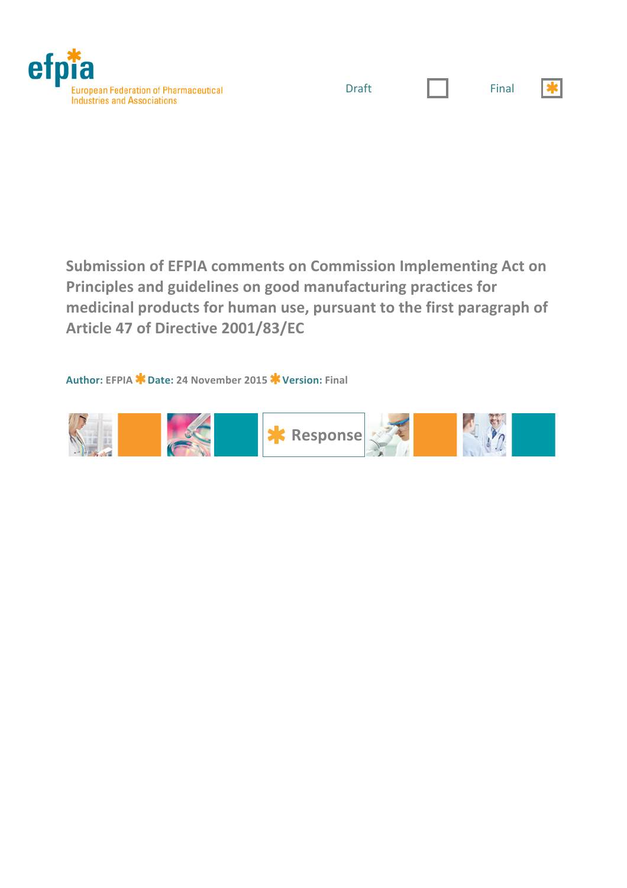efpia

European Federation of Pharmaceutical Industries and Associations

Draft ☐ Final ☒

# Submission of EFPIA comments on Commission Implementing Act on Principles and guidelines on good manufacturing practices for medicinal products for human use, pursuant to the first paragraph of Article 47 of Directive 2001/83/EC

**Author:** EFPIA * **Date:** 24 November 2015 * **Version:** Final

* Response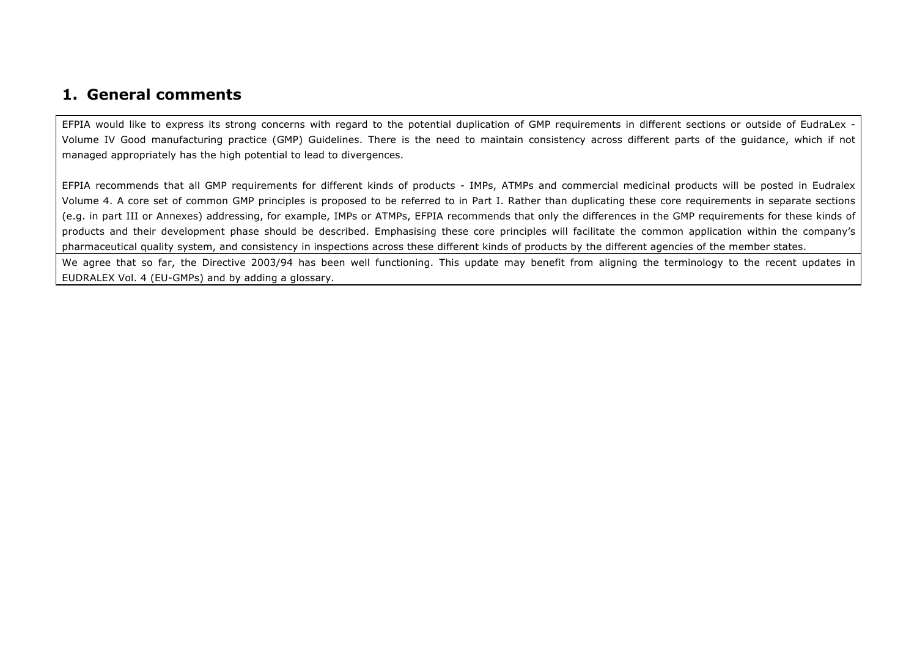## 1. General comments

| |
|---|
| EFPIA would like to express its strong concerns with regard to the potential duplication of GMP requirements in different sections or outside of EudraLex - Volume IV Good manufacturing practice (GMP) Guidelines. There is the need to maintain consistency across different parts of the guidance, which if not managed appropriately has the high potential to lead to divergences.<br><br>EFPIA recommends that all GMP requirements for different kinds of products - IMPs, ATMPs and commercial medicinal products will be posted in Eudralex Volume 4. A core set of common GMP principles is proposed to be referred to in Part I. Rather than duplicating these core requirements in separate sections (e.g. in part III or Annexes) addressing, for example, IMPs or ATMPs, EFPIA recommends that only the differences in the GMP requirements for these kinds of products and their development phase should be described. Emphasising these core principles will facilitate the common application within the company's pharmaceutical quality system, and consistency in inspections across these different kinds of products by the different agencies of the member states. |
| We agree that so far, the Directive 2003/94 has been well functioning. This update may benefit from aligning the terminology to the recent updates in EUDRALEX Vol. 4 (EU-GMPs) and by adding a glossary. |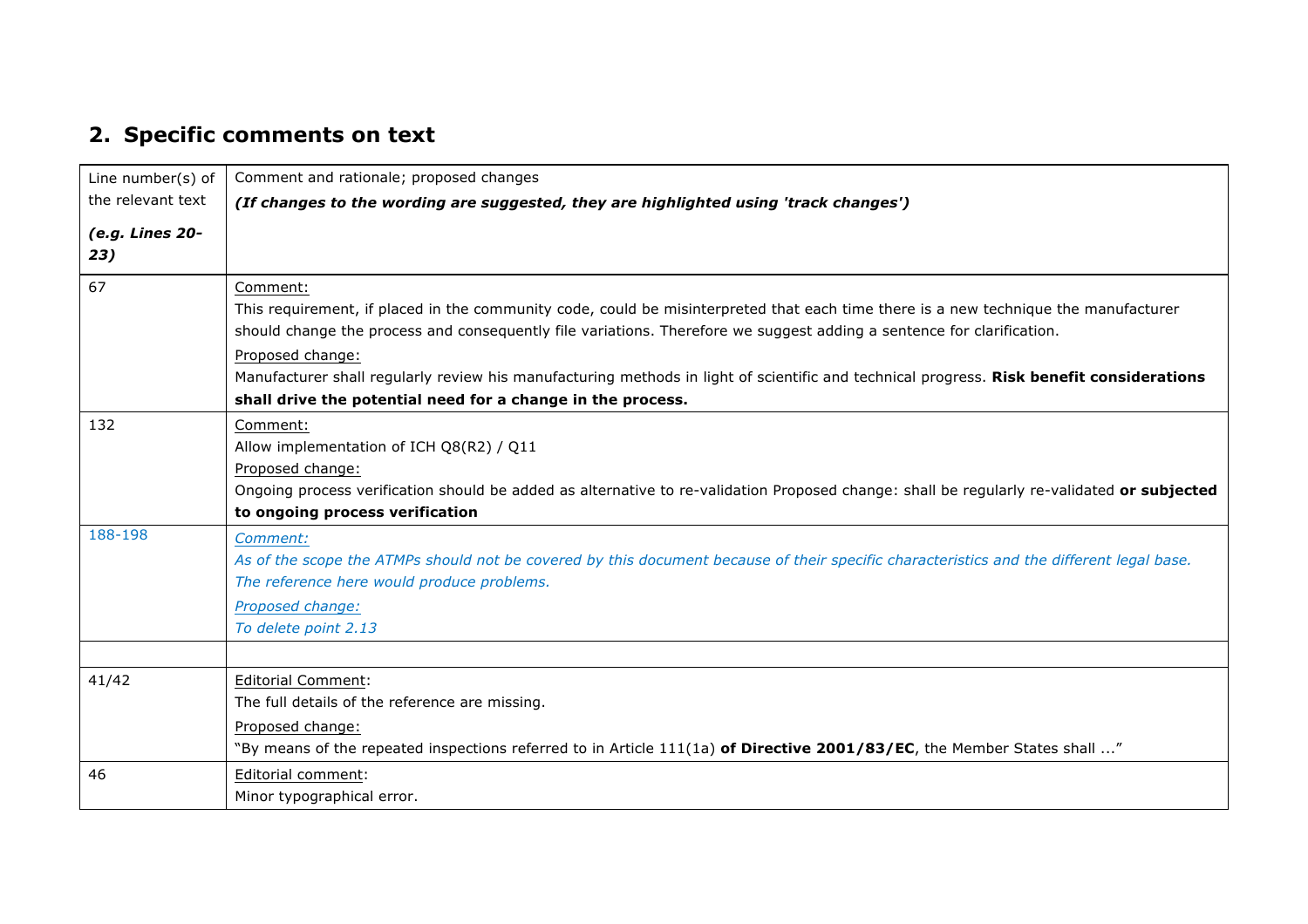## 2. Specific comments on text

| Line number(s) of the relevant text<br>*(e.g. Lines 20-23)* | Comment and rationale; proposed changes<br>***(If changes to the wording are suggested, they are highlighted using 'track changes')*** |
|---|---|
| 67 | Comment:<br>This requirement, if placed in the community code, could be misinterpreted that each time there is a new technique the manufacturer should change the process and consequently file variations. Therefore we suggest adding a sentence for clarification.<br>Proposed change:<br>Manufacturer shall regularly review his manufacturing methods in light of scientific and technical progress. **Risk benefit considerations shall drive the potential need for a change in the process.** |
| 132 | Comment:<br>Allow implementation of ICH Q8(R2) / Q11<br>Proposed change:<br>Ongoing process verification should be added as alternative to re-validation Proposed change: shall be regularly re-validated **or subjected to ongoing process verification** |
| 188-198 | *Comment:*<br>*As of the scope the ATMPs should not be covered by this document because of their specific characteristics and the different legal base. The reference here would produce problems.*<br>*Proposed change:*<br>*To delete point 2.13* |
| | |
| 41/42 | Editorial Comment:<br>The full details of the reference are missing.<br>Proposed change:<br>"By means of the repeated inspections referred to in Article 111(1a) **of Directive 2001/83/EC**, the Member States shall ..." |
| 46 | Editorial comment:<br>Minor typographical error. |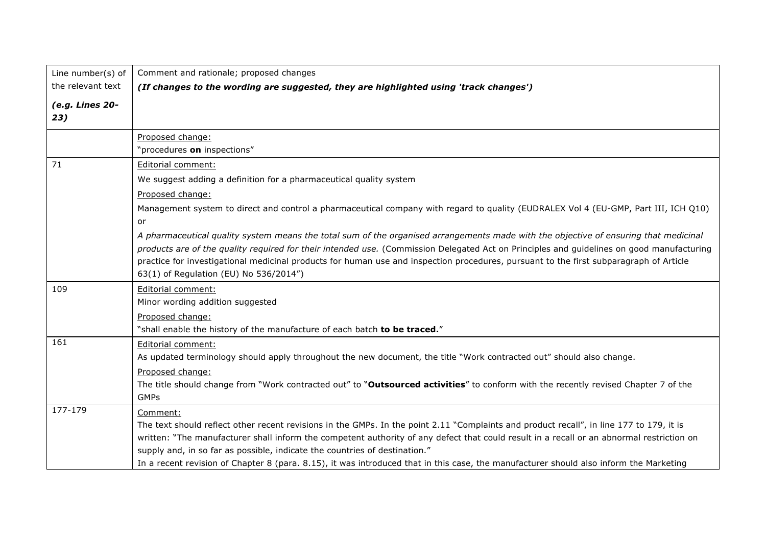| Line number(s) of the relevant text *(e.g. Lines 20-23)* | Comment and rationale; proposed changes ***(If changes to the wording are suggested, they are highlighted using 'track changes')*** |
|---|---|
| | Proposed change:<br>"procedures **on** inspections" |
| 71 | Editorial comment:<br>We suggest adding a definition for a pharmaceutical quality system<br>Proposed change:<br>Management system to direct and control a pharmaceutical company with regard to quality (EUDRALEX Vol 4 (EU-GMP, Part III, ICH Q10)<br>or<br>*A pharmaceutical quality system means the total sum of the organised arrangements made with the objective of ensuring that medicinal products are of the quality required for their intended use.* (Commission Delegated Act on Principles and guidelines on good manufacturing practice for investigational medicinal products for human use and inspection procedures, pursuant to the first subparagraph of Article 63(1) of Regulation (EU) No 536/2014") |
| 109 | Editorial comment:<br>Minor wording addition suggested<br>Proposed change:<br>"shall enable the history of the manufacture of each batch **to be traced.**" |
| 161 | Editorial comment:<br>As updated terminology should apply throughout the new document, the title "Work contracted out" should also change.<br>Proposed change:<br>The title should change from "Work contracted out" to "**Outsourced activities**" to conform with the recently revised Chapter 7 of the GMPs |
| 177-179 | Comment:<br>The text should reflect other recent revisions in the GMPs. In the point 2.11 "Complaints and product recall", in line 177 to 179, it is written: "The manufacturer shall inform the competent authority of any defect that could result in a recall or an abnormal restriction on supply and, in so far as possible, indicate the countries of destination."<br>In a recent revision of Chapter 8 (para. 8.15), it was introduced that in this case, the manufacturer should also inform the Marketing |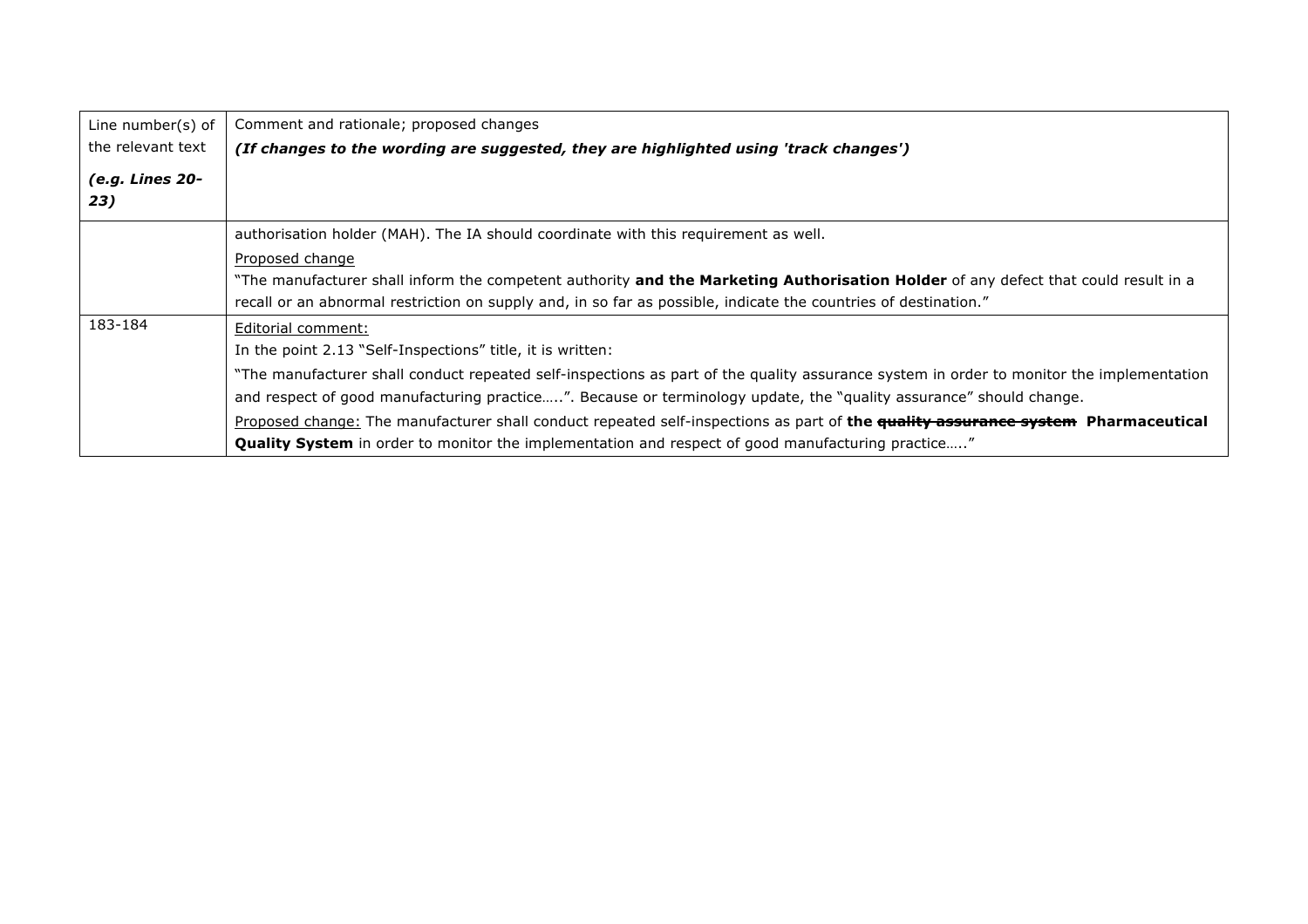| Line number(s) of the relevant text<br>***(e.g. Lines 20-23)*** | Comment and rationale; proposed changes<br>***(If changes to the wording are suggested, they are highlighted using 'track changes')*** |
|---|---|
| | authorisation holder (MAH). The IA should coordinate with this requirement as well.<br><u>Proposed change</u><br>"The manufacturer shall inform the competent authority **and the Marketing Authorisation Holder** of any defect that could result in a recall or an abnormal restriction on supply and, in so far as possible, indicate the countries of destination." |
| 183-184 | <u>Editorial comment:</u><br>In the point 2.13 "Self-Inspections" title, it is written:<br>"The manufacturer shall conduct repeated self-inspections as part of the quality assurance system in order to monitor the implementation and respect of good manufacturing practice…..". Because or terminology update, the "quality assurance" should change.<br><u>Proposed change:</u> The manufacturer shall conduct repeated self-inspections as part of **the ~~quality assurance system~~ Pharmaceutical Quality System** in order to monitor the implementation and respect of good manufacturing practice….." |